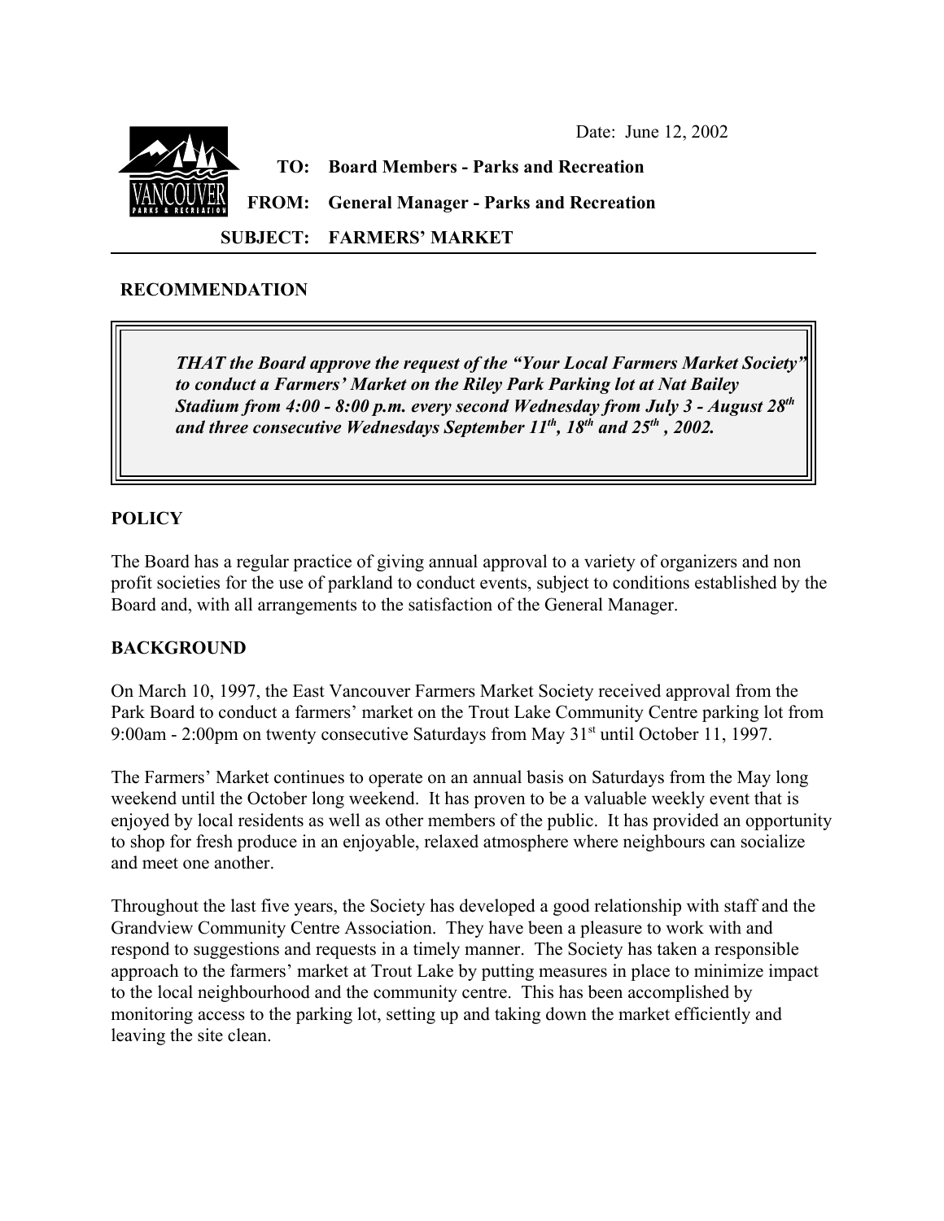Date: June 12, 2002

**TO: Board Members - Parks and Recreation**

**FROM: General Manager - Parks and Recreation**

**SUBJECT: FARMERS' MARKET**

## RECOMMENDATION

> ***THAT the Board approve the request of the "Your Local Farmers Market Society" to conduct a Farmers' Market on the Riley Park Parking lot at Nat Bailey Stadium from 4:00 - 8:00 p.m. every second Wednesday from July 3 - August 28th and three consecutive Wednesdays September 11th, 18th and 25th, 2002.***

## POLICY

The Board has a regular practice of giving annual approval to a variety of organizers and non profit societies for the use of parkland to conduct events, subject to conditions established by the Board and, with all arrangements to the satisfaction of the General Manager.

## BACKGROUND

On March 10, 1997, the East Vancouver Farmers Market Society received approval from the Park Board to conduct a farmers' market on the Trout Lake Community Centre parking lot from 9:00am - 2:00pm on twenty consecutive Saturdays from May 31st until October 11, 1997.

The Farmers' Market continues to operate on an annual basis on Saturdays from the May long weekend until the October long weekend. It has proven to be a valuable weekly event that is enjoyed by local residents as well as other members of the public. It has provided an opportunity to shop for fresh produce in an enjoyable, relaxed atmosphere where neighbours can socialize and meet one another.

Throughout the last five years, the Society has developed a good relationship with staff and the Grandview Community Centre Association. They have been a pleasure to work with and respond to suggestions and requests in a timely manner. The Society has taken a responsible approach to the farmers' market at Trout Lake by putting measures in place to minimize impact to the local neighbourhood and the community centre. This has been accomplished by monitoring access to the parking lot, setting up and taking down the market efficiently and leaving the site clean.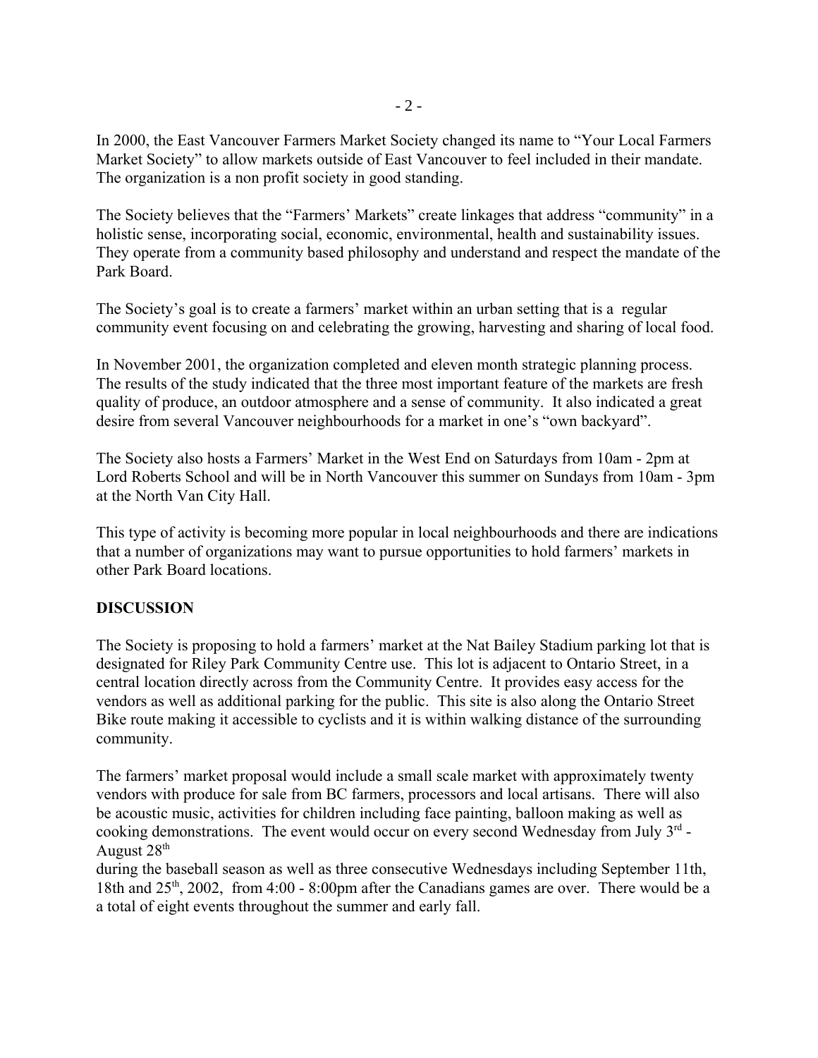In 2000, the East Vancouver Farmers Market Society changed its name to "Your Local Farmers Market Society" to allow markets outside of East Vancouver to feel included in their mandate. The organization is a non profit society in good standing.

The Society believes that the "Farmers' Markets" create linkages that address "community" in a holistic sense, incorporating social, economic, environmental, health and sustainability issues. They operate from a community based philosophy and understand and respect the mandate of the Park Board.

The Society's goal is to create a farmers' market within an urban setting that is a regular community event focusing on and celebrating the growing, harvesting and sharing of local food.

In November 2001, the organization completed and eleven month strategic planning process. The results of the study indicated that the three most important feature of the markets are fresh quality of produce, an outdoor atmosphere and a sense of community. It also indicated a great desire from several Vancouver neighbourhoods for a market in one's "own backyard".

The Society also hosts a Farmers' Market in the West End on Saturdays from 10am - 2pm at Lord Roberts School and will be in North Vancouver this summer on Sundays from 10am - 3pm at the North Van City Hall.

This type of activity is becoming more popular in local neighbourhoods and there are indications that a number of organizations may want to pursue opportunities to hold farmers' markets in other Park Board locations.

**DISCUSSION**

The Society is proposing to hold a farmers' market at the Nat Bailey Stadium parking lot that is designated for Riley Park Community Centre use. This lot is adjacent to Ontario Street, in a central location directly across from the Community Centre. It provides easy access for the vendors as well as additional parking for the public. This site is also along the Ontario Street Bike route making it accessible to cyclists and it is within walking distance of the surrounding community.

The farmers' market proposal would include a small scale market with approximately twenty vendors with produce for sale from BC farmers, processors and local artisans. There will also be acoustic music, activities for children including face painting, balloon making as well as cooking demonstrations. The event would occur on every second Wednesday from July 3rd - August 28th during the baseball season as well as three consecutive Wednesdays including September 11th, 18th and 25th, 2002, from 4:00 - 8:00pm after the Canadians games are over. There would be a a total of eight events throughout the summer and early fall.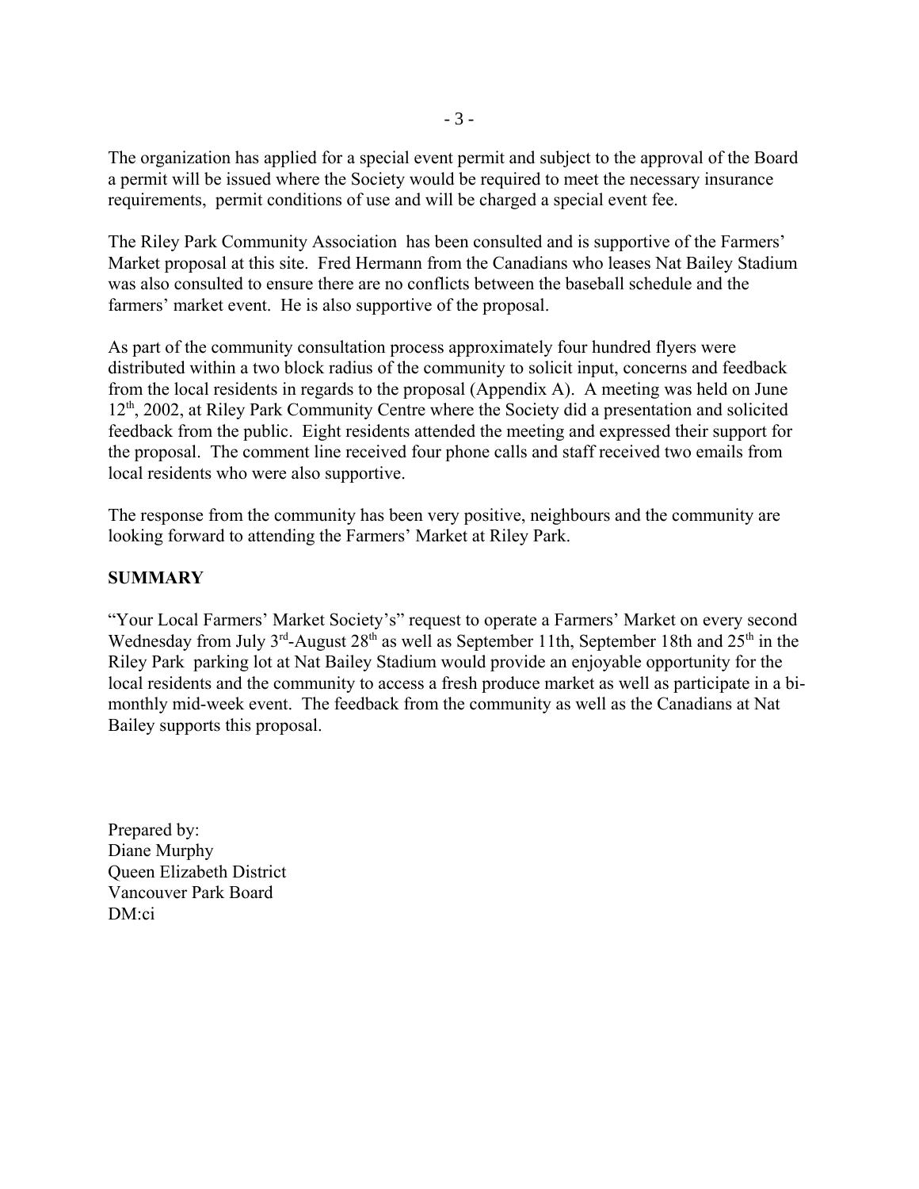The organization has applied for a special event permit and subject to the approval of the Board a permit will be issued where the Society would be required to meet the necessary insurance requirements, permit conditions of use and will be charged a special event fee.

The Riley Park Community Association has been consulted and is supportive of the Farmers' Market proposal at this site. Fred Hermann from the Canadians who leases Nat Bailey Stadium was also consulted to ensure there are no conflicts between the baseball schedule and the farmers' market event. He is also supportive of the proposal.

As part of the community consultation process approximately four hundred flyers were distributed within a two block radius of the community to solicit input, concerns and feedback from the local residents in regards to the proposal (Appendix A). A meeting was held on June 12th, 2002, at Riley Park Community Centre where the Society did a presentation and solicited feedback from the public. Eight residents attended the meeting and expressed their support for the proposal. The comment line received four phone calls and staff received two emails from local residents who were also supportive.

The response from the community has been very positive, neighbours and the community are looking forward to attending the Farmers' Market at Riley Park.

## SUMMARY

"Your Local Farmers' Market Society's" request to operate a Farmers' Market on every second Wednesday from July 3rd-August 28th as well as September 11th, September 18th and 25th in the Riley Park parking lot at Nat Bailey Stadium would provide an enjoyable opportunity for the local residents and the community to access a fresh produce market as well as participate in a bi-monthly mid-week event. The feedback from the community as well as the Canadians at Nat Bailey supports this proposal.

Prepared by:
Diane Murphy
Queen Elizabeth District
Vancouver Park Board
DM:ci